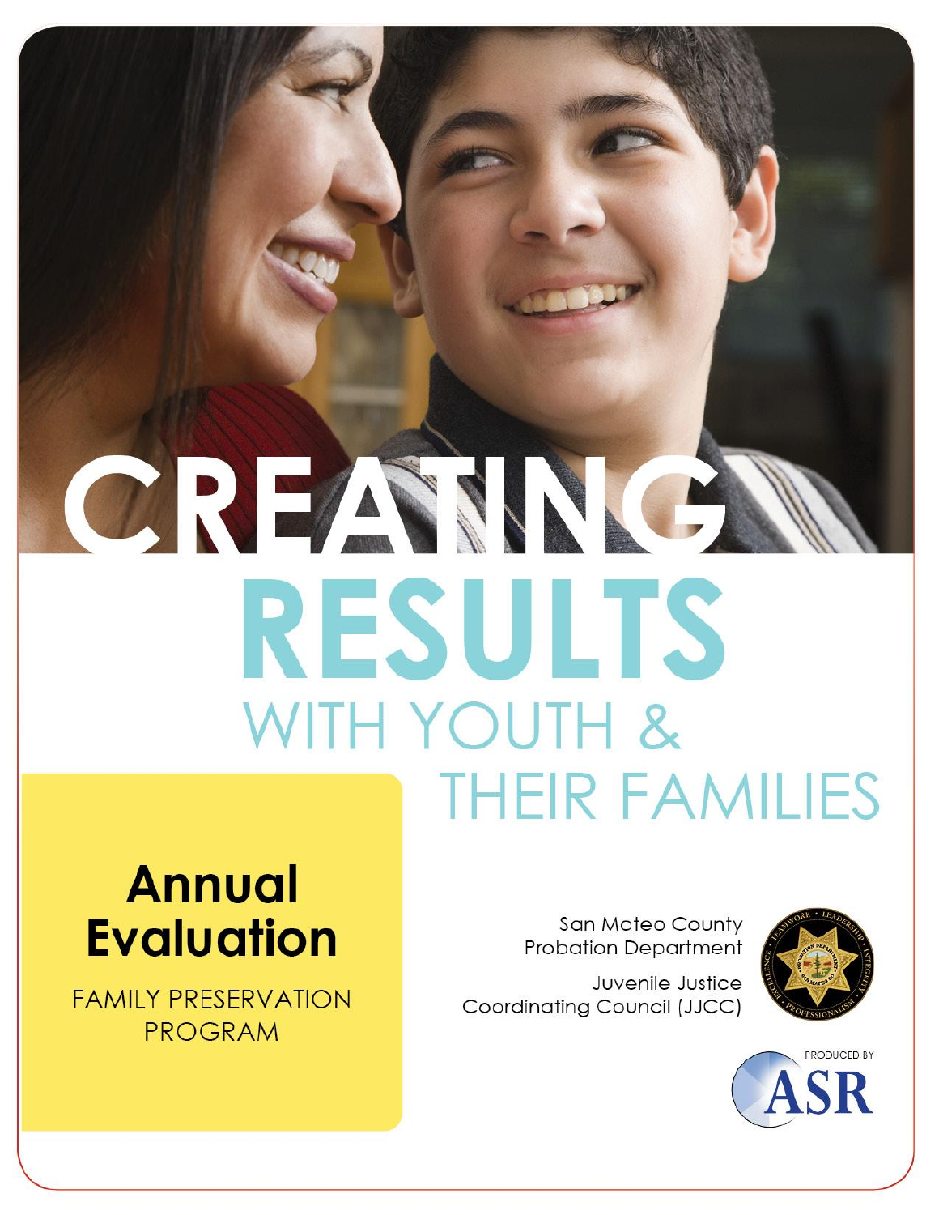# CREATING RESULTS WITH YOUTH & THEIR FAMILIES

## Annual Evaluation

FAMILY PRESERVATION PROGRAM

San Mateo County Probation Department

Juvenile Justice Coordinating Council (JJCC)

PRODUCED BY ASR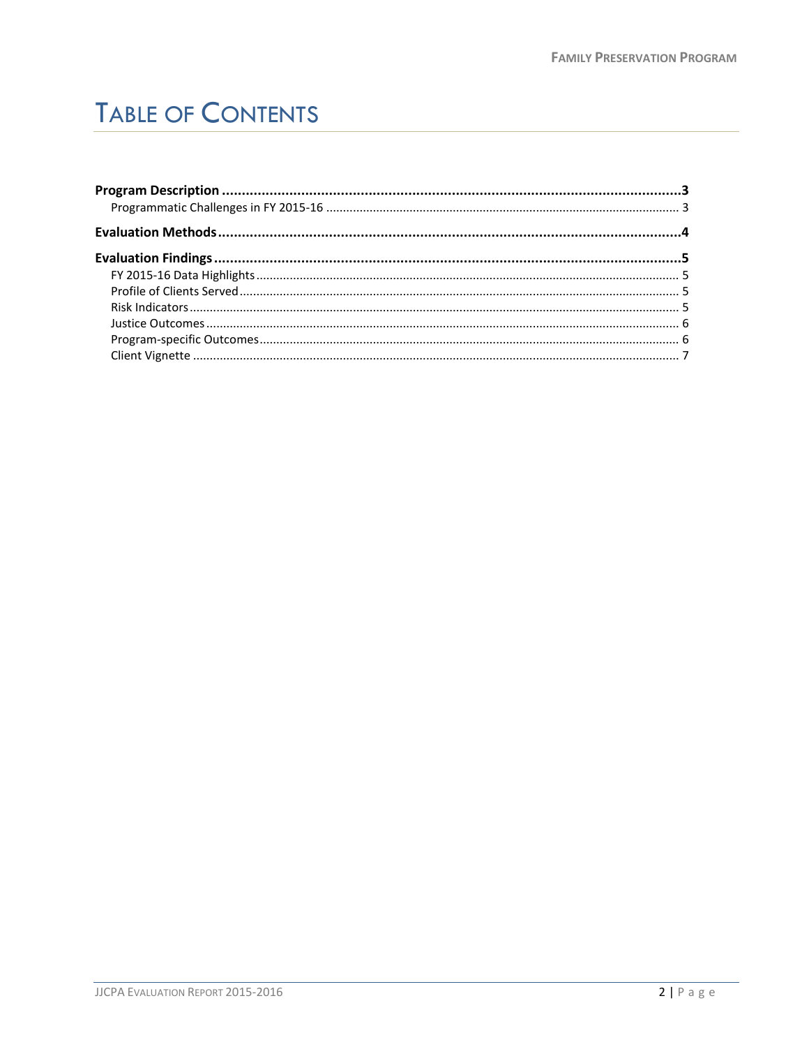# Table of Contents

**Program Description** .......... **3**

- Programmatic Challenges in FY 2015-16 .......... 3

**Evaluation Methods** .......... **4**

**Evaluation Findings** .......... **5**

- FY 2015-16 Data Highlights .......... 5
- Profile of Clients Served .......... 5
- Risk Indicators .......... 5
- Justice Outcomes .......... 6
- Program-specific Outcomes .......... 6
- Client Vignette .......... 7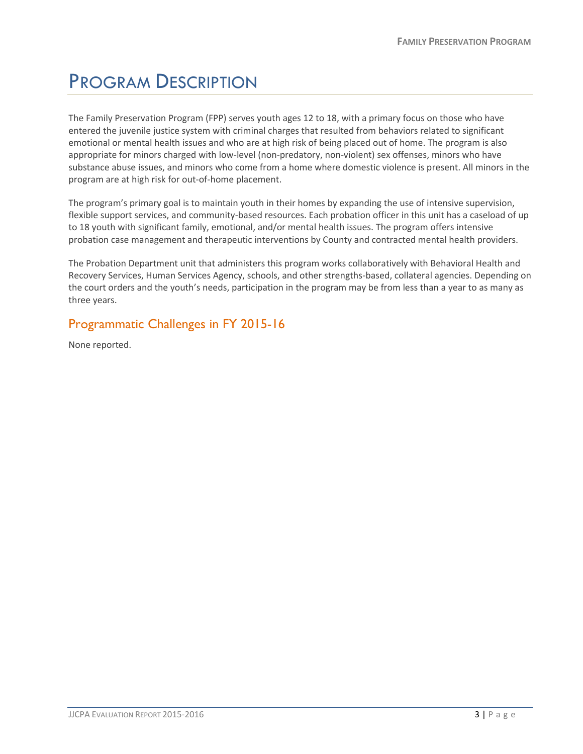# Program Description

The Family Preservation Program (FPP) serves youth ages 12 to 18, with a primary focus on those who have entered the juvenile justice system with criminal charges that resulted from behaviors related to significant emotional or mental health issues and who are at high risk of being placed out of home. The program is also appropriate for minors charged with low-level (non-predatory, non-violent) sex offenses, minors who have substance abuse issues, and minors who come from a home where domestic violence is present. All minors in the program are at high risk for out-of-home placement.

The program's primary goal is to maintain youth in their homes by expanding the use of intensive supervision, flexible support services, and community-based resources. Each probation officer in this unit has a caseload of up to 18 youth with significant family, emotional, and/or mental health issues. The program offers intensive probation case management and therapeutic interventions by County and contracted mental health providers.

The Probation Department unit that administers this program works collaboratively with Behavioral Health and Recovery Services, Human Services Agency, schools, and other strengths-based, collateral agencies. Depending on the court orders and the youth's needs, participation in the program may be from less than a year to as many as three years.

## Programmatic Challenges in FY 2015-16

None reported.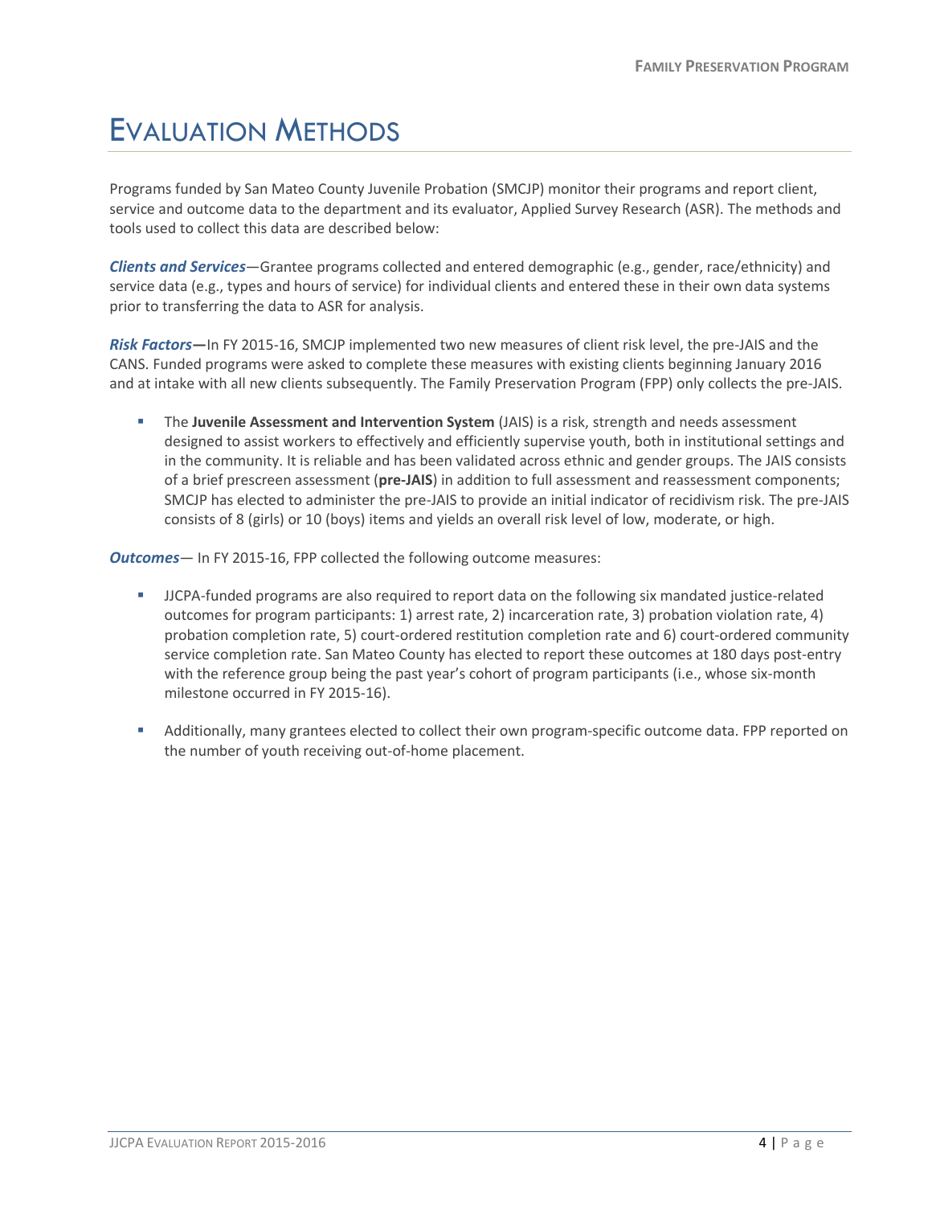# Evaluation Methods

Programs funded by San Mateo County Juvenile Probation (SMCJP) monitor their programs and report client, service and outcome data to the department and its evaluator, Applied Survey Research (ASR). The methods and tools used to collect this data are described below:

***Clients and Services***—Grantee programs collected and entered demographic (e.g., gender, race/ethnicity) and service data (e.g., types and hours of service) for individual clients and entered these in their own data systems prior to transferring the data to ASR for analysis.

***Risk Factors*—**In FY 2015-16, SMCJP implemented two new measures of client risk level, the pre-JAIS and the CANS. Funded programs were asked to complete these measures with existing clients beginning January 2016 and at intake with all new clients subsequently. The Family Preservation Program (FPP) only collects the pre-JAIS.

- The **Juvenile Assessment and Intervention System** (JAIS) is a risk, strength and needs assessment designed to assist workers to effectively and efficiently supervise youth, both in institutional settings and in the community. It is reliable and has been validated across ethnic and gender groups. The JAIS consists of a brief prescreen assessment (**pre-JAIS**) in addition to full assessment and reassessment components; SMCJP has elected to administer the pre-JAIS to provide an initial indicator of recidivism risk. The pre-JAIS consists of 8 (girls) or 10 (boys) items and yields an overall risk level of low, moderate, or high.

***Outcomes***— In FY 2015-16, FPP collected the following outcome measures:

- JJCPA-funded programs are also required to report data on the following six mandated justice-related outcomes for program participants: 1) arrest rate, 2) incarceration rate, 3) probation violation rate, 4) probation completion rate, 5) court-ordered restitution completion rate and 6) court-ordered community service completion rate. San Mateo County has elected to report these outcomes at 180 days post-entry with the reference group being the past year's cohort of program participants (i.e., whose six-month milestone occurred in FY 2015-16).

- Additionally, many grantees elected to collect their own program-specific outcome data. FPP reported on the number of youth receiving out-of-home placement.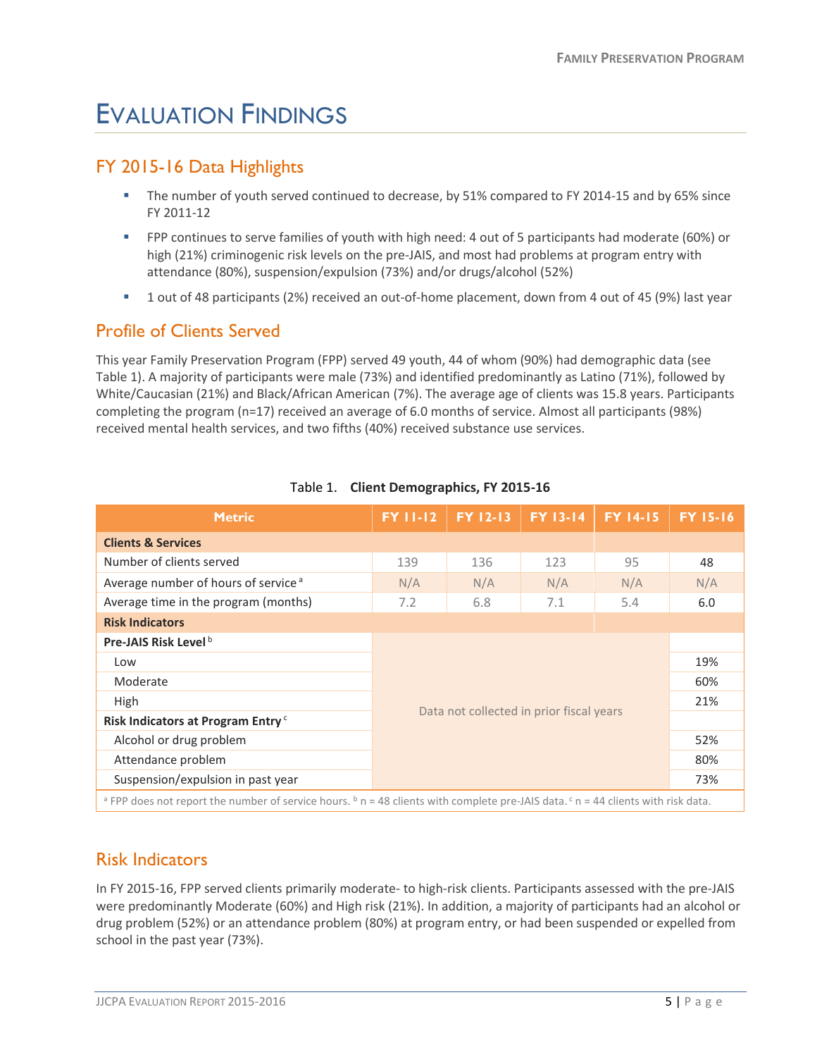# Evaluation Findings

## FY 2015-16 Data Highlights

- The number of youth served continued to decrease, by 51% compared to FY 2014-15 and by 65% since FY 2011-12
- FPP continues to serve families of youth with high need: 4 out of 5 participants had moderate (60%) or high (21%) criminogenic risk levels on the pre-JAIS, and most had problems at program entry with attendance (80%), suspension/expulsion (73%) and/or drugs/alcohol (52%)
- 1 out of 48 participants (2%) received an out-of-home placement, down from 4 out of 45 (9%) last year

## Profile of Clients Served

This year Family Preservation Program (FPP) served 49 youth, 44 of whom (90%) had demographic data (see Table 1). A majority of participants were male (73%) and identified predominantly as Latino (71%), followed by White/Caucasian (21%) and Black/African American (7%). The average age of clients was 15.8 years. Participants completing the program (n=17) received an average of 6.0 months of service. Almost all participants (98%) received mental health services, and two fifths (40%) received substance use services.

Table 1. **Client Demographics, FY 2015-16**

| Metric | FY 11-12 | FY 12-13 | FY 13-14 | FY 14-15 | FY 15-16 |
|---|---|---|---|---|---|
| **Clients & Services** | | | | | |
| Number of clients served | 139 | 136 | 123 | 95 | 48 |
| Average number of hours of service [a] | N/A | N/A | N/A | N/A | N/A |
| Average time in the program (months) | 7.2 | 6.8 | 7.1 | 5.4 | 6.0 |
| **Risk Indicators** | | | | | |
| **Pre-JAIS Risk Level** [b] | Data not collected in prior fiscal years | | | | |
| Low | | | | | 19% |
| Moderate | | | | | 60% |
| High | | | | | 21% |
| **Risk Indicators at Program Entry** [c] | | | | | |
| Alcohol or drug problem | | | | | 52% |
| Attendance problem | | | | | 80% |
| Suspension/expulsion in past year | | | | | 73% |

[a] FPP does not report the number of service hours. [b] n = 48 clients with complete pre-JAIS data. [c] n = 44 clients with risk data.

## Risk Indicators

In FY 2015-16, FPP served clients primarily moderate- to high-risk clients. Participants assessed with the pre-JAIS were predominantly Moderate (60%) and High risk (21%). In addition, a majority of participants had an alcohol or drug problem (52%) or an attendance problem (80%) at program entry, or had been suspended or expelled from school in the past year (73%).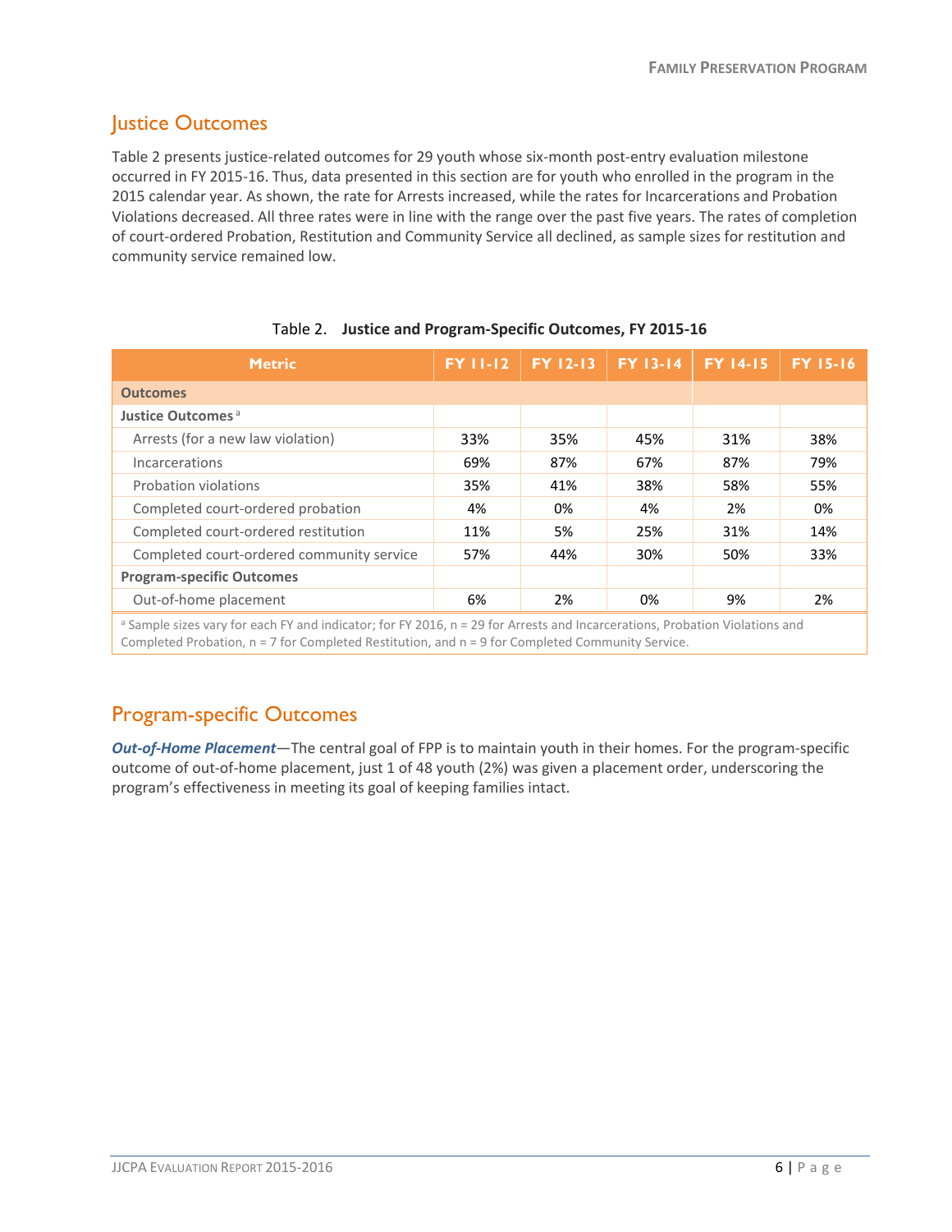## Justice Outcomes

Table 2 presents justice-related outcomes for 29 youth whose six-month post-entry evaluation milestone occurred in FY 2015-16. Thus, data presented in this section are for youth who enrolled in the program in the 2015 calendar year. As shown, the rate for Arrests increased, while the rates for Incarcerations and Probation Violations decreased. All three rates were in line with the range over the past five years. The rates of completion of court-ordered Probation, Restitution and Community Service all declined, as sample sizes for restitution and community service remained low.

Table 2. **Justice and Program-Specific Outcomes, FY 2015-16**

| Metric | FY 11-12 | FY 12-13 | FY 13-14 | FY 14-15 | FY 15-16 |
|---|---|---|---|---|---|
| **Outcomes** | | | | | |
| **Justice Outcomes** [a] | | | | | |
| Arrests (for a new law violation) | 33% | 35% | 45% | 31% | 38% |
| Incarcerations | 69% | 87% | 67% | 87% | 79% |
| Probation violations | 35% | 41% | 38% | 58% | 55% |
| Completed court-ordered probation | 4% | 0% | 4% | 2% | 0% |
| Completed court-ordered restitution | 11% | 5% | 25% | 31% | 14% |
| Completed court-ordered community service | 57% | 44% | 30% | 50% | 33% |
| **Program-specific Outcomes** | | | | | |
| Out-of-home placement | 6% | 2% | 0% | 9% | 2% |

[a] Sample sizes vary for each FY and indicator; for FY 2016, n = 29 for Arrests and Incarcerations, Probation Violations and Completed Probation, n = 7 for Completed Restitution, and n = 9 for Completed Community Service.

## Program-specific Outcomes

***Out-of-Home Placement***—The central goal of FPP is to maintain youth in their homes. For the program-specific outcome of out-of-home placement, just 1 of 48 youth (2%) was given a placement order, underscoring the program's effectiveness in meeting its goal of keeping families intact.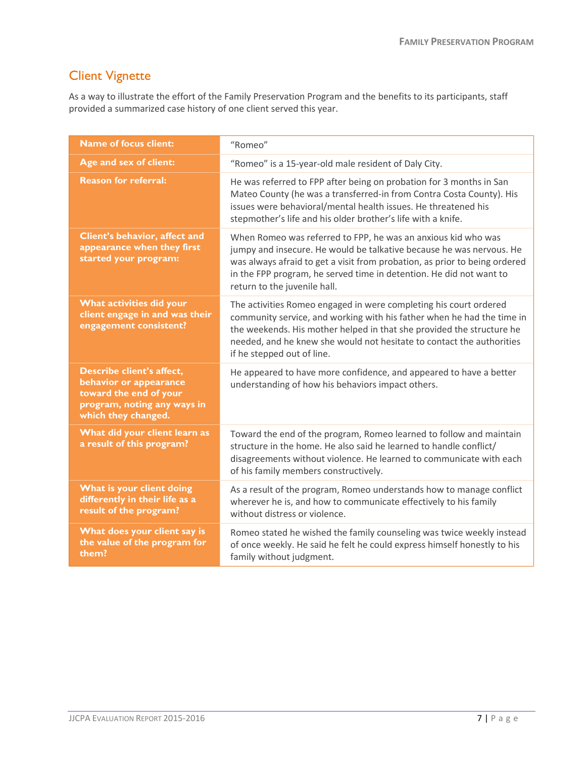## Client Vignette

As a way to illustrate the effort of the Family Preservation Program and the benefits to its participants, staff provided a summarized case history of one client served this year.

| | |
|---|---|
| **Name of focus client:** | "Romeo" |
| **Age and sex of client:** | "Romeo" is a 15-year-old male resident of Daly City. |
| **Reason for referral:** | He was referred to FPP after being on probation for 3 months in San Mateo County (he was a transferred-in from Contra Costa County). His issues were behavioral/mental health issues. He threatened his stepmother's life and his older brother's life with a knife. |
| **Client's behavior, affect and appearance when they first started your program:** | When Romeo was referred to FPP, he was an anxious kid who was jumpy and insecure. He would be talkative because he was nervous. He was always afraid to get a visit from probation, as prior to being ordered in the FPP program, he served time in detention. He did not want to return to the juvenile hall. |
| **What activities did your client engage in and was their engagement consistent?** | The activities Romeo engaged in were completing his court ordered community service, and working with his father when he had the time in the weekends. His mother helped in that she provided the structure he needed, and he knew she would not hesitate to contact the authorities if he stepped out of line. |
| **Describe client's affect, behavior or appearance toward the end of your program, noting any ways in which they changed.** | He appeared to have more confidence, and appeared to have a better understanding of how his behaviors impact others. |
| **What did your client learn as a result of this program?** | Toward the end of the program, Romeo learned to follow and maintain structure in the home. He also said he learned to handle conflict/ disagreements without violence. He learned to communicate with each of his family members constructively. |
| **What is your client doing differently in their life as a result of the program?** | As a result of the program, Romeo understands how to manage conflict wherever he is, and how to communicate effectively to his family without distress or violence. |
| **What does your client say is the value of the program for them?** | Romeo stated he wished the family counseling was twice weekly instead of once weekly. He said he felt he could express himself honestly to his family without judgment. |